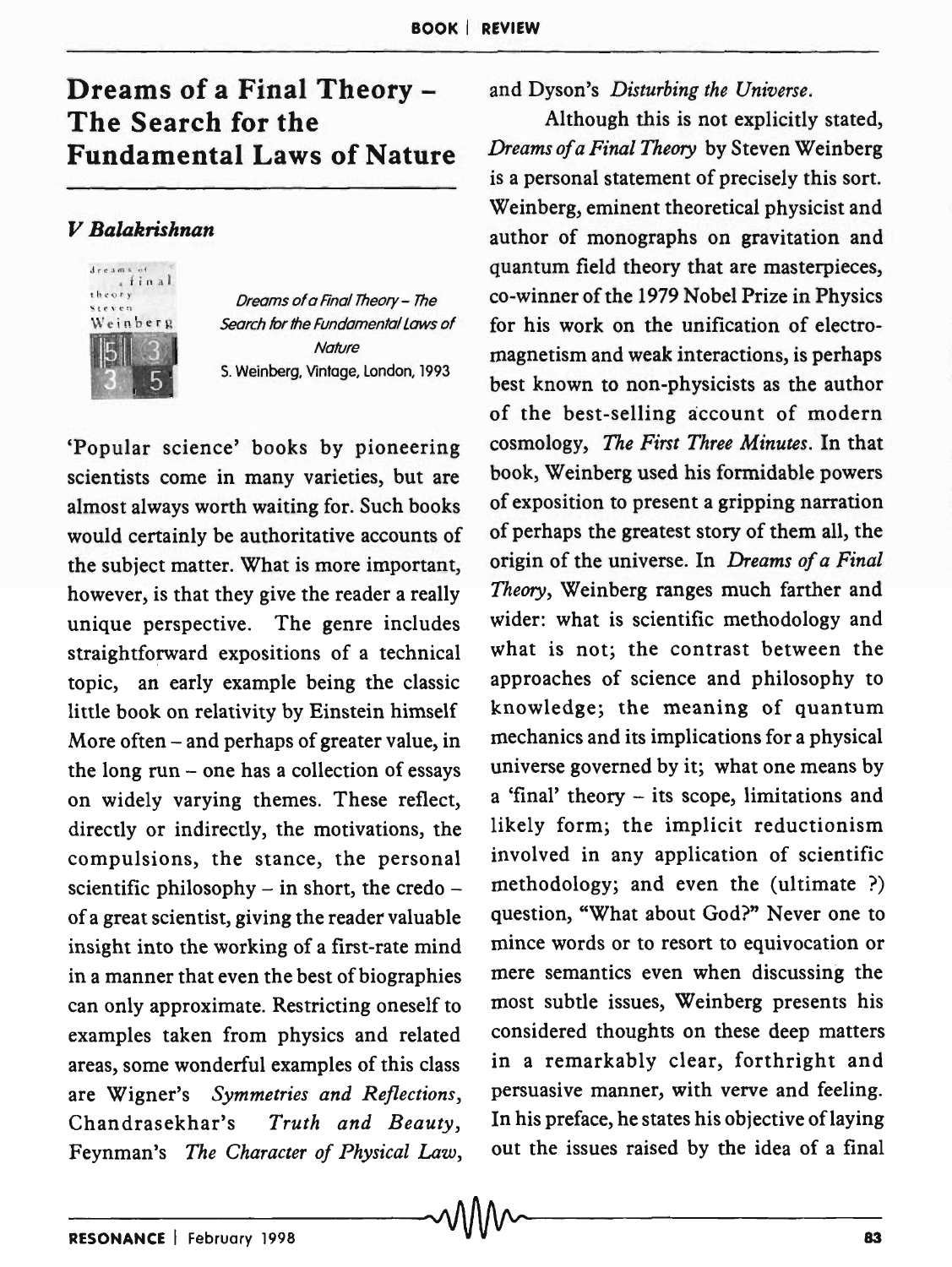# Dreams of a Final Theory – The Search for the Fundamental Laws of Nature

***V Balakrishnan***

*Dreams of a Final Theory – The Search for the Fundamental Laws of Nature*
S. Weinberg, Vintage, London, 1993

'Popular science' books by pioneering scientists come in many varieties, but are almost always worth waiting for. Such books would certainly be authoritative accounts of the subject matter. What is more important, however, is that they give the reader a really unique perspective. The genre includes straightforward expositions of a technical topic, an early example being the classic little book on relativity by Einstein himself More often – and perhaps of greater value, in the long run – one has a collection of essays on widely varying themes. These reflect, directly or indirectly, the motivations, the compulsions, the stance, the personal scientific philosophy – in short, the credo – of a great scientist, giving the reader valuable insight into the working of a first-rate mind in a manner that even the best of biographies can only approximate. Restricting oneself to examples taken from physics and related areas, some wonderful examples of this class are Wigner's *Symmetries and Reflections*, Chandrasekhar's *Truth and Beauty*, Feynman's *The Character of Physical Law*, and Dyson's *Disturbing the Universe*.

Although this is not explicitly stated, *Dreams of a Final Theory* by Steven Weinberg is a personal statement of precisely this sort. Weinberg, eminent theoretical physicist and author of monographs on gravitation and quantum field theory that are masterpieces, co-winner of the 1979 Nobel Prize in Physics for his work on the unification of electromagnetism and weak interactions, is perhaps best known to non-physicists as the author of the best-selling account of modern cosmology, *The First Three Minutes*. In that book, Weinberg used his formidable powers of exposition to present a gripping narration of perhaps the greatest story of them all, the origin of the universe. In *Dreams of a Final Theory*, Weinberg ranges much farther and wider: what is scientific methodology and what is not; the contrast between the approaches of science and philosophy to knowledge; the meaning of quantum mechanics and its implications for a physical universe governed by it; what one means by a 'final' theory – its scope, limitations and likely form; the implicit reductionism involved in any application of scientific methodology; and even the (ultimate ?) question, "What about God?" Never one to mince words or to resort to equivocation or mere semantics even when discussing the most subtle issues, Weinberg presents his considered thoughts on these deep matters in a remarkably clear, forthright and persuasive manner, with verve and feeling. In his preface, he states his objective of laying out the issues raised by the idea of a final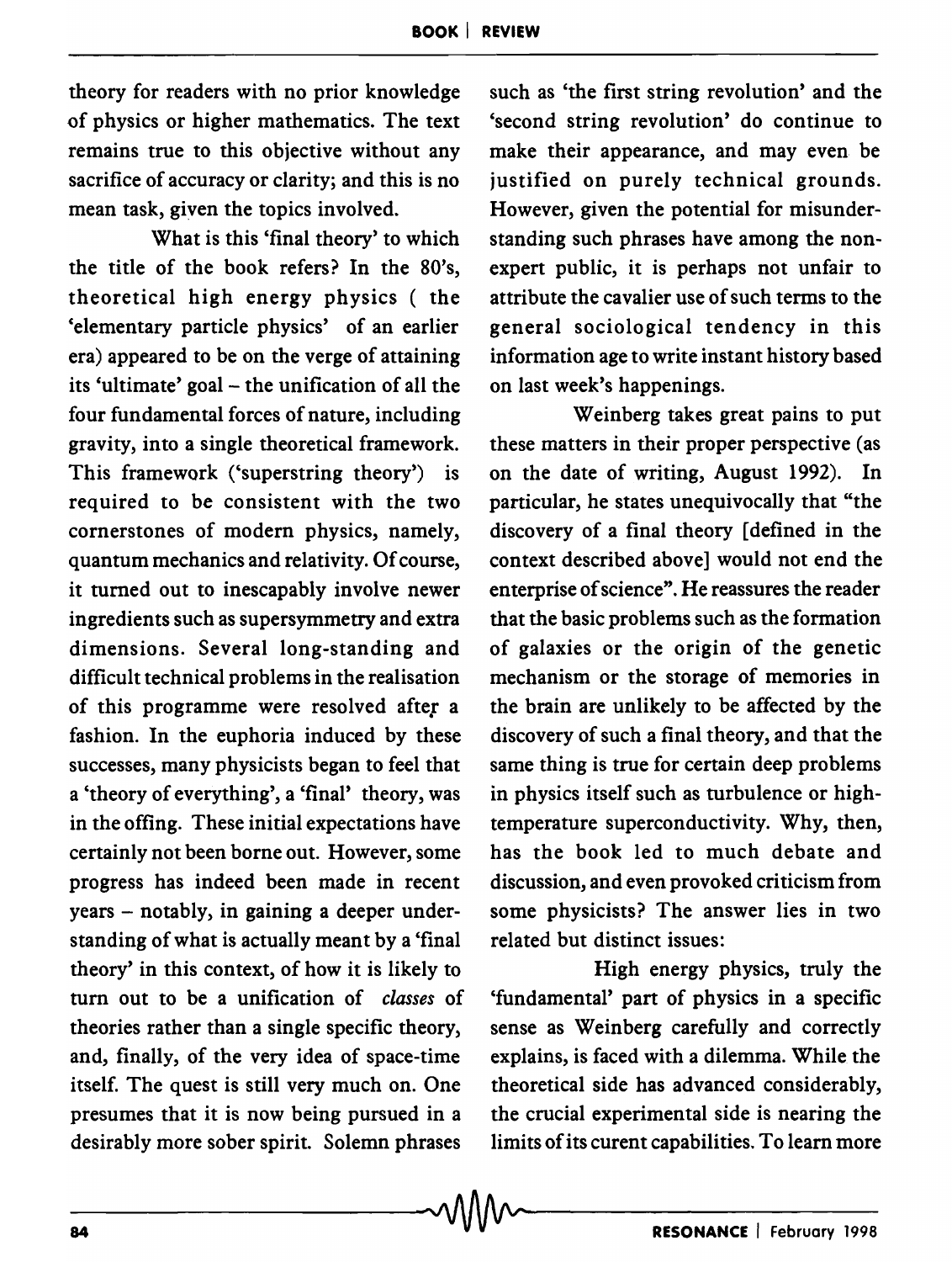theory for readers with no prior knowledge of physics or higher mathematics. The text remains true to this objective without any sacrifice of accuracy or clarity; and this is no mean task, given the topics involved.

What is this 'final theory' to which the title of the book refers? In the 80's, theoretical high energy physics ( the 'elementary particle physics' of an earlier era) appeared to be on the verge of attaining its 'ultimate' goal – the unification of all the four fundamental forces of nature, including gravity, into a single theoretical framework. This framework ('superstring theory') is required to be consistent with the two cornerstones of modern physics, namely, quantum mechanics and relativity. Of course, it turned out to inescapably involve newer ingredients such as supersymmetry and extra dimensions. Several long-standing and difficult technical problems in the realisation of this programme were resolved after a fashion. In the euphoria induced by these successes, many physicists began to feel that a 'theory of everything', a 'final' theory, was in the offing. These initial expectations have certainly not been borne out. However, some progress has indeed been made in recent years – notably, in gaining a deeper understanding of what is actually meant by a 'final theory' in this context, of how it is likely to turn out to be a unification of *classes* of theories rather than a single specific theory, and, finally, of the very idea of space-time itself. The quest is still very much on. One presumes that it is now being pursued in a desirably more sober spirit. Solemn phrases such as 'the first string revolution' and the 'second string revolution' do continue to make their appearance, and may even be justified on purely technical grounds. However, given the potential for misunderstanding such phrases have among the non-expert public, it is perhaps not unfair to attribute the cavalier use of such terms to the general sociological tendency in this information age to write instant history based on last week's happenings.

Weinberg takes great pains to put these matters in their proper perspective (as on the date of writing, August 1992). In particular, he states unequivocally that "the discovery of a final theory [defined in the context described above] would not end the enterprise of science". He reassures the reader that the basic problems such as the formation of galaxies or the origin of the genetic mechanism or the storage of memories in the brain are unlikely to be affected by the discovery of such a final theory, and that the same thing is true for certain deep problems in physics itself such as turbulence or high-temperature superconductivity. Why, then, has the book led to much debate and discussion, and even provoked criticism from some physicists? The answer lies in two related but distinct issues:

High energy physics, truly the 'fundamental' part of physics in a specific sense as Weinberg carefully and correctly explains, is faced with a dilemma. While the theoretical side has advanced considerably, the crucial experimental side is nearing the limits of its curent capabilities. To learn more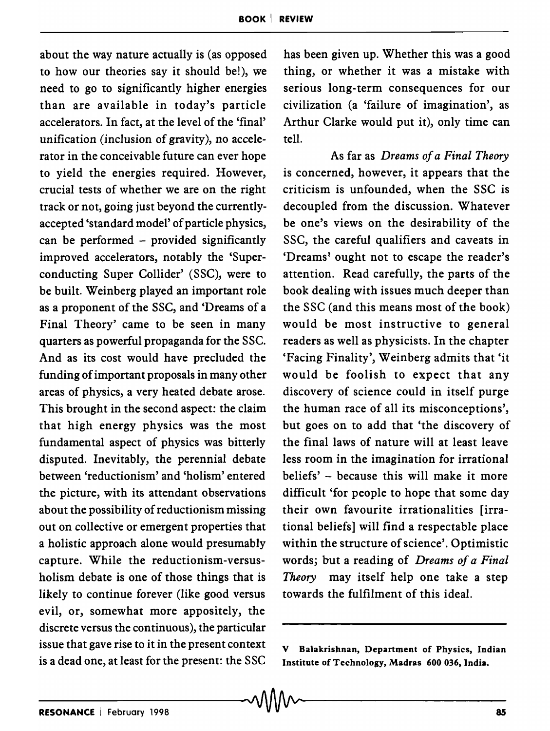about the way nature actually is (as opposed to how our theories say it should be!), we need to go to significantly higher energies than are available in today's particle accelerators. In fact, at the level of the 'final' unification (inclusion of gravity), no accelerator in the conceivable future can ever hope to yield the energies required. However, crucial tests of whether we are on the right track or not, going just beyond the currently-accepted 'standard model' of particle physics, can be performed – provided significantly improved accelerators, notably the 'Superconducting Super Collider' (SSC), were to be built. Weinberg played an important role as a proponent of the SSC, and 'Dreams of a Final Theory' came to be seen in many quarters as powerful propaganda for the SSC. And as its cost would have precluded the funding of important proposals in many other areas of physics, a very heated debate arose. This brought in the second aspect: the claim that high energy physics was the most fundamental aspect of physics was bitterly disputed. Inevitably, the perennial debate between 'reductionism' and 'holism' entered the picture, with its attendant observations about the possibility of reductionism missing out on collective or emergent properties that a holistic approach alone would presumably capture. While the reductionism-versus-holism debate is one of those things that is likely to continue forever (like good versus evil, or, somewhat more appositely, the discrete versus the continuous), the particular issue that gave rise to it in the present context is a dead one, at least for the present: the SSC has been given up. Whether this was a good thing, or whether it was a mistake with serious long-term consequences for our civilization (a 'failure of imagination', as Arthur Clarke would put it), only time can tell.

As far as *Dreams of a Final Theory* is concerned, however, it appears that the criticism is unfounded, when the SSC is decoupled from the discussion. Whatever be one's views on the desirability of the SSC, the careful qualifiers and caveats in 'Dreams' ought not to escape the reader's attention. Read carefully, the parts of the book dealing with issues much deeper than the SSC (and this means most of the book) would be most instructive to general readers as well as physicists. In the chapter 'Facing Finality', Weinberg admits that 'it would be foolish to expect that any discovery of science could in itself purge the human race of all its misconceptions', but goes on to add that 'the discovery of the final laws of nature will at least leave less room in the imagination for irrational beliefs' – because this will make it more difficult 'for people to hope that some day their own favourite irrationalities [irrational beliefs] will find a respectable place within the structure of science'. Optimistic words; but a reading of *Dreams of a Final Theory* may itself help one take a step towards the fulfilment of this ideal.

---

**V Balakrishnan, Department of Physics, Indian Institute of Technology, Madras 600 036, India.**